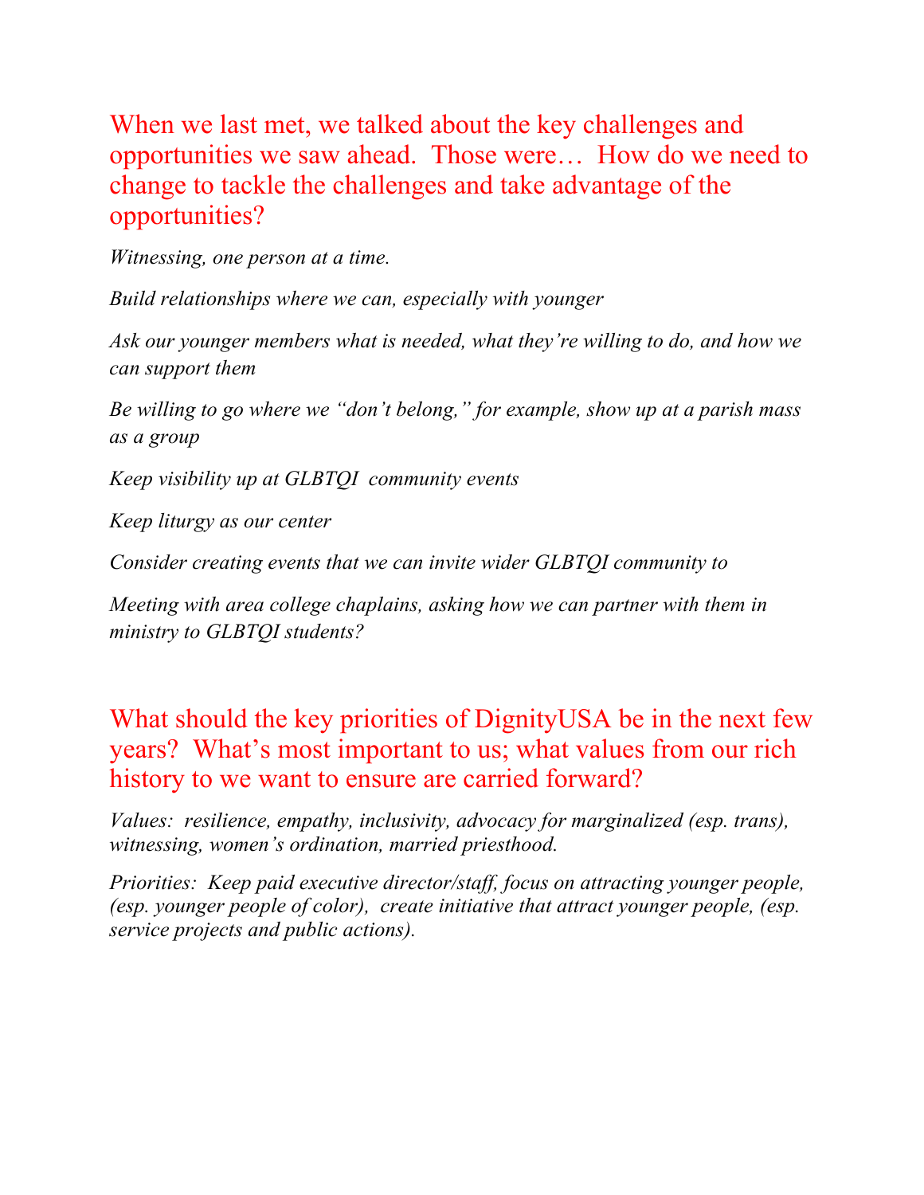## When we last met, we talked about the key challenges and opportunities we saw ahead. Those were… How do we need to change to tackle the challenges and take advantage of the opportunities?

*Witnessing, one person at a time.*

*Build relationships where we can, especially with younger*

*Ask our younger members what is needed, what they're willing to do, and how we can support them*

*Be willing to go where we "don't belong," for example, show up at a parish mass as a group*

*Keep visibility up at GLBTQI community events*

*Keep liturgy as our center*

*Consider creating events that we can invite wider GLBTQI community to*

*Meeting with area college chaplains, asking how we can partner with them in ministry to GLBTQI students?*

## What should the key priorities of DignityUSA be in the next few years? What's most important to us; what values from our rich history to we want to ensure are carried forward?

*Values: resilience, empathy, inclusivity, advocacy for marginalized (esp. trans), witnessing, women's ordination, married priesthood.*

*Priorities: Keep paid executive director/staff, focus on attracting younger people, (esp. younger people of color), create initiative that attract younger people, (esp. service projects and public actions).*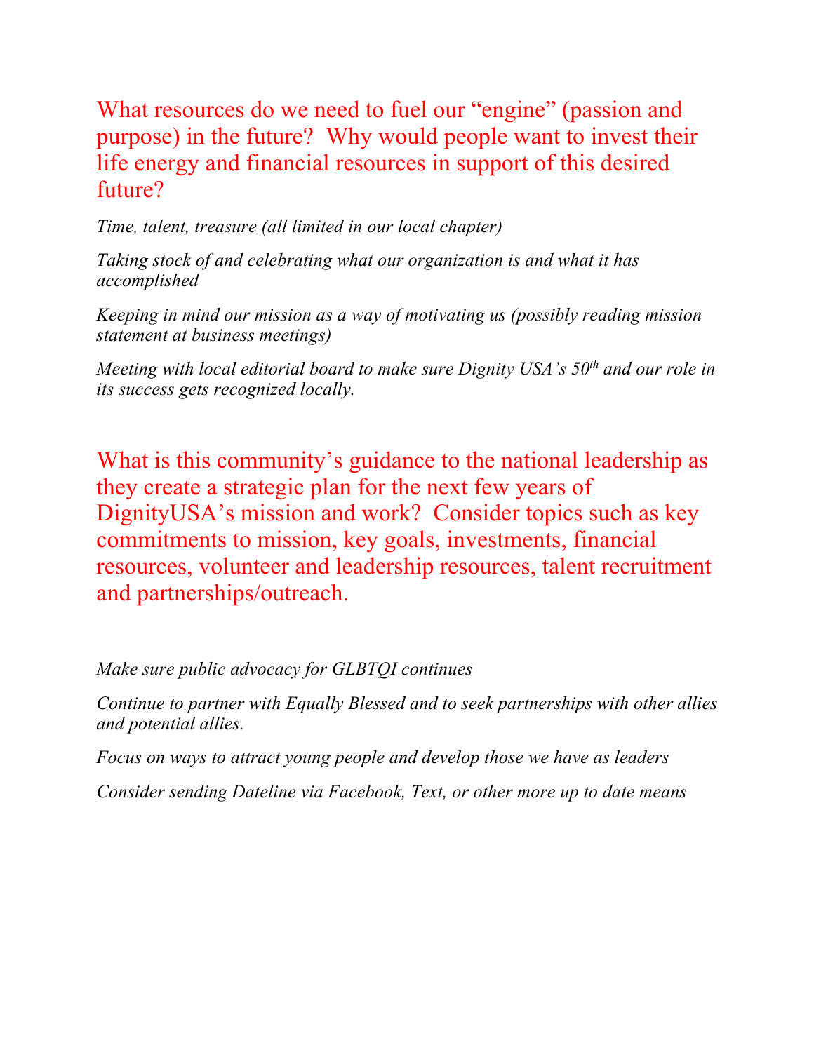## What resources do we need to fuel our "engine" (passion and purpose) in the future? Why would people want to invest their life energy and financial resources in support of this desired future?

*Time, talent, treasure (all limited in our local chapter)*

*Taking stock of and celebrating what our organization is and what it has accomplished*

*Keeping in mind our mission as a way of motivating us (possibly reading mission statement at business meetings)*

*Meeting with local editorial board to make sure Dignity USA's 50th and our role in its success gets recognized locally.*

## What is this community's guidance to the national leadership as they create a strategic plan for the next few years of DignityUSA's mission and work? Consider topics such as key commitments to mission, key goals, investments, financial resources, volunteer and leadership resources, talent recruitment and partnerships/outreach.

*Make sure public advocacy for GLBTQI continues*

*Continue to partner with Equally Blessed and to seek partnerships with other allies and potential allies.*

*Focus on ways to attract young people and develop those we have as leaders*

*Consider sending Dateline via Facebook, Text, or other more up to date means*